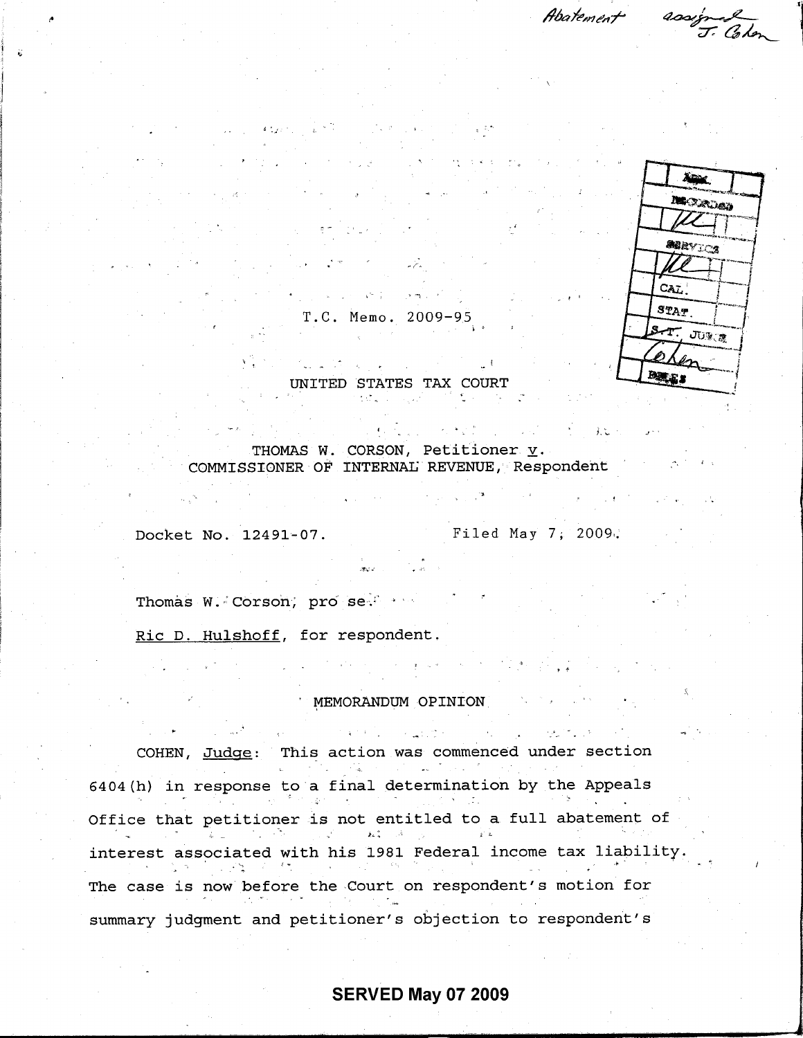T.C. Memo. 2009-95

UNITED STATES TAX COURT

THOMAS W. CORSON, Petitioner v.
COMMISSIONER OF INTERNAL REVENUE, Respondent

Docket No. 12491-07. Filed May 7, 2009.

Thomas W. Corson, pro se.

Ric D. Hulshoff, for respondent.

MEMORANDUM OPINION

COHEN, Judge: This action was commenced under section 6404(h) in response to a final determination by the Appeals Office that petitioner is not entitled to a full abatement of interest associated with his 1981 Federal income tax liability. The case is now before the Court on respondent's motion for summary judgment and petitioner's objection to respondent's

SERVED May 07 2009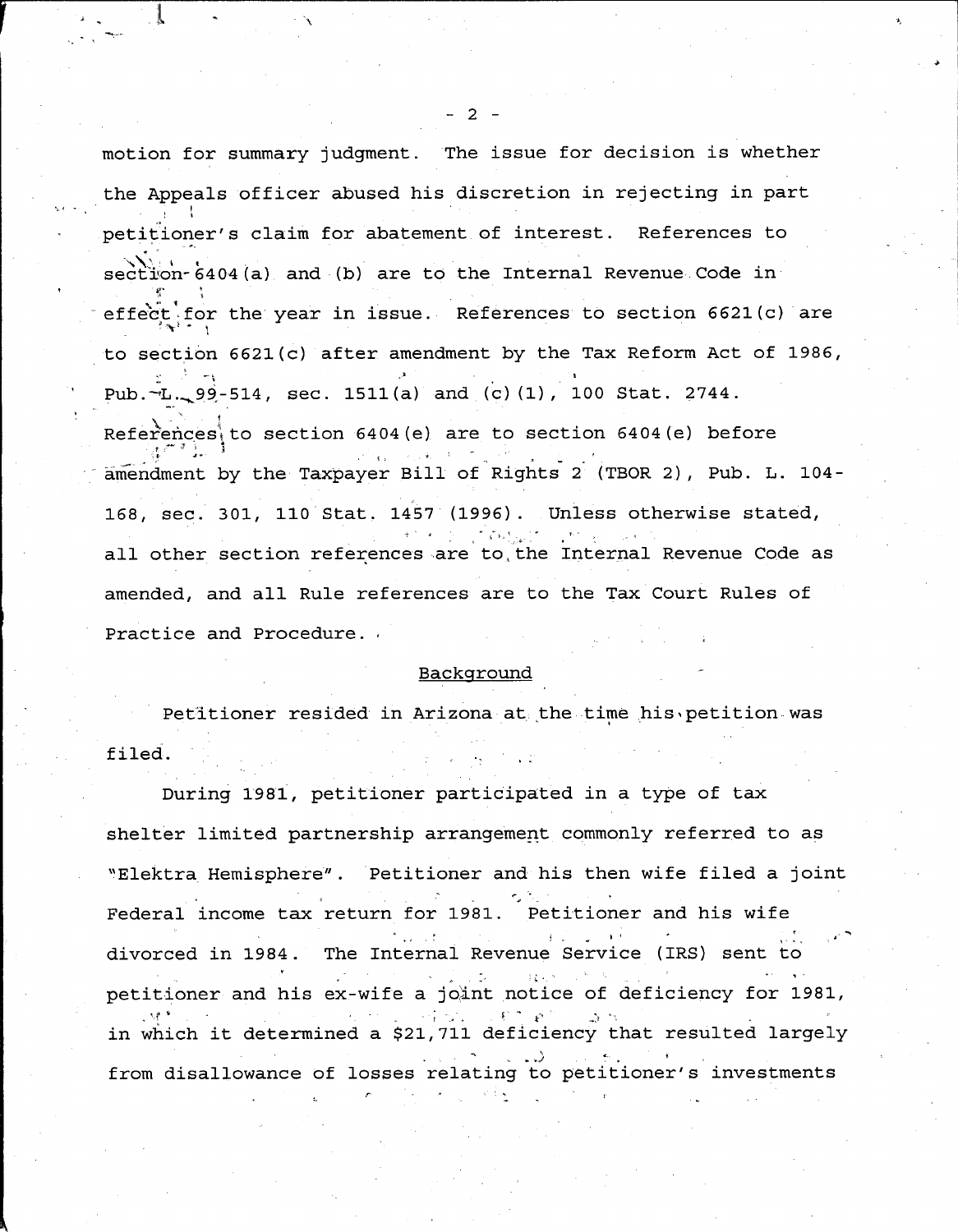motion for summary judgment. The issue for decision is whether the Appeals officer abused his discretion in rejecting in part petitioner's claim for abatement of interest. References to section 6404(a) and (b) are to the Internal Revenue Code in effect for the year in issue. References to section 6621(c) are to section 6621(c) after amendment by the Tax Reform Act of 1986, Pub. L. 99-514, sec. 1511(a) and (c)(1), 100 Stat. 2744. References to section 6404(e) are to section 6404(e) before amendment by the Taxpayer Bill of Rights 2 (TBOR 2), Pub. L. 104-168, sec. 301, 110 Stat. 1457 (1996). Unless otherwise stated, all other section references are to the Internal Revenue Code as amended, and all Rule references are to the Tax Court Rules of Practice and Procedure.

## Background

Petitioner resided in Arizona at the time his petition was filed.

During 1981, petitioner participated in a type of tax shelter limited partnership arrangement commonly referred to as "Elektra Hemisphere". Petitioner and his then wife filed a joint Federal income tax return for 1981. Petitioner and his wife divorced in 1984. The Internal Revenue Service (IRS) sent to petitioner and his ex-wife a joint notice of deficiency for 1981, in which it determined a $21,711 deficiency that resulted largely from disallowance of losses relating to petitioner's investments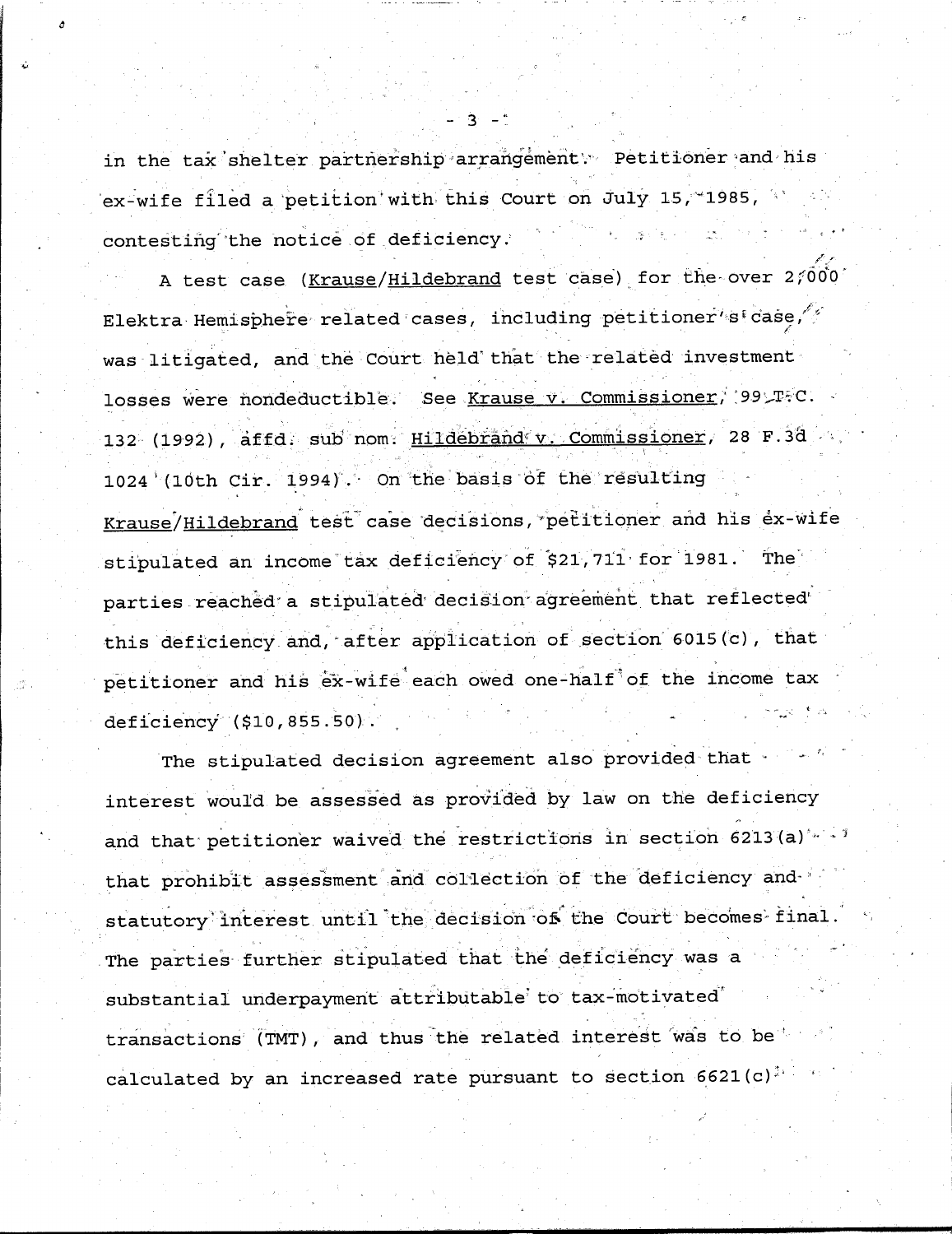in the tax shelter partnership arrangement. Petitioner and his ex-wife filed a petition with this Court on July 15, 1985, contesting the notice of deficiency.

A test case (Krause/Hildebrand test case) for the over 2,000 Elektra Hemisphere related cases, including petitioner's case, was litigated, and the Court held that the related investment losses were nondeductible. See Krause v. Commissioner, 99 T.C. 132 (1992), affd. sub nom. Hildebrand v. Commissioner, 28 F.3d 1024 (10th Cir. 1994). On the basis of the resulting Krause/Hildebrand test case decisions, petitioner and his ex-wife stipulated an income tax deficiency of $21,711 for 1981. The parties reached a stipulated decision agreement that reflected this deficiency and, after application of section 6015(c), that petitioner and his ex-wife each owed one-half of the income tax deficiency ($10,855.50).

The stipulated decision agreement also provided that interest would be assessed as provided by law on the deficiency and that petitioner waived the restrictions in section 6213(a) that prohibit assessment and collection of the deficiency and statutory interest until the decision of the Court becomes final. The parties further stipulated that the deficiency was a substantial underpayment attributable to tax-motivated transactions (TMT), and thus the related interest was to be calculated by an increased rate pursuant to section 6621(c).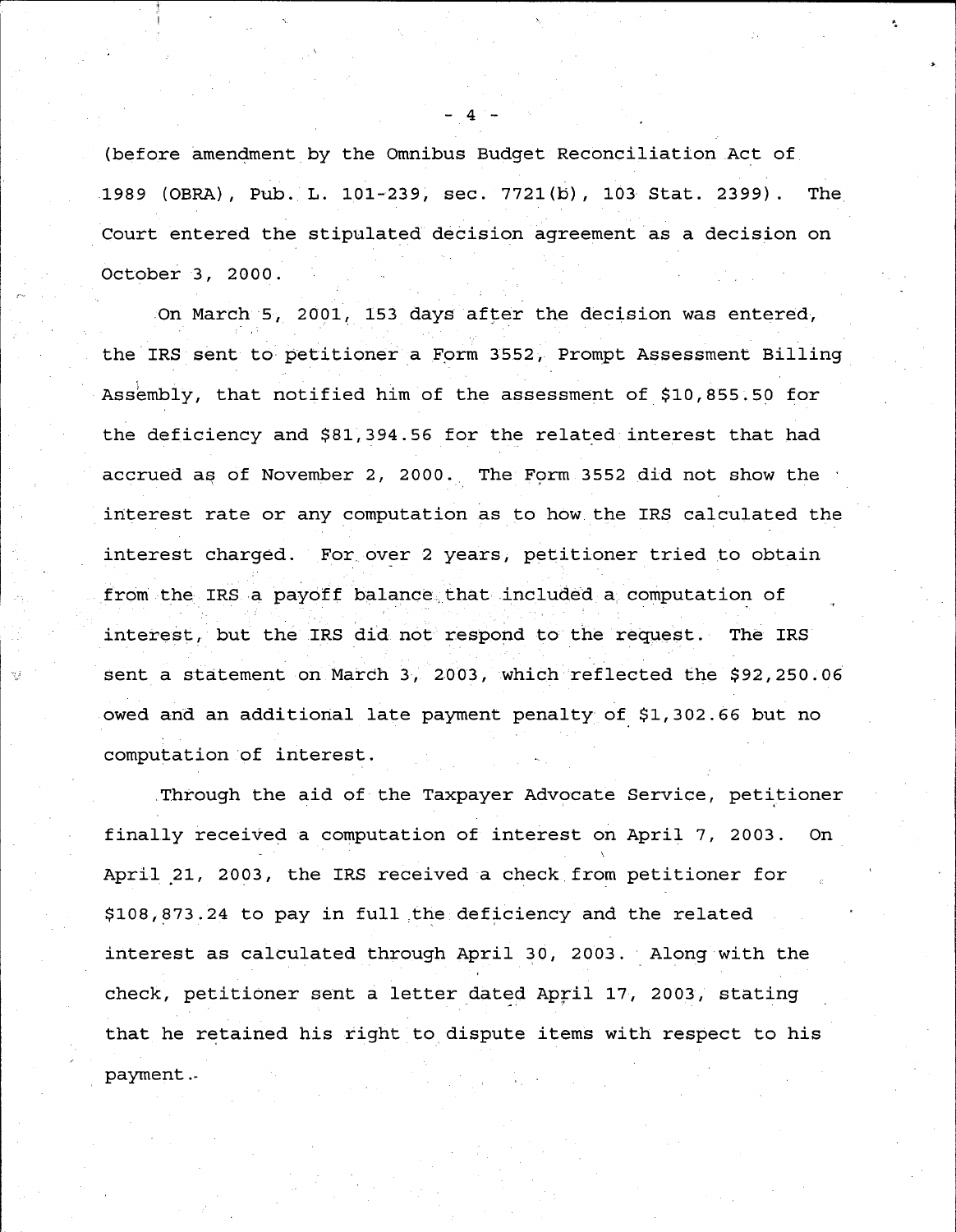(before amendment by the Omnibus Budget Reconciliation Act of 1989 (OBRA), Pub. L. 101-239, sec. 7721(b), 103 Stat. 2399). The Court entered the stipulated decision agreement as a decision on October 3, 2000.

On March 5, 2001, 153 days after the decision was entered, the IRS sent to petitioner a Form 3552, Prompt Assessment Billing Assembly, that notified him of the assessment of $10,855.50 for the deficiency and $81,394.56 for the related interest that had accrued as of November 2, 2000. The Form 3552 did not show the interest rate or any computation as to how the IRS calculated the interest charged. For over 2 years, petitioner tried to obtain from the IRS a payoff balance that included a computation of interest, but the IRS did not respond to the request. The IRS sent a statement on March 3, 2003, which reflected the $92,250.06 owed and an additional late payment penalty of $1,302.66 but no computation of interest.

Through the aid of the Taxpayer Advocate Service, petitioner finally received a computation of interest on April 7, 2003. On April 21, 2003, the IRS received a check from petitioner for $108,873.24 to pay in full the deficiency and the related interest as calculated through April 30, 2003. Along with the check, petitioner sent a letter dated April 17, 2003, stating that he retained his right to dispute items with respect to his payment.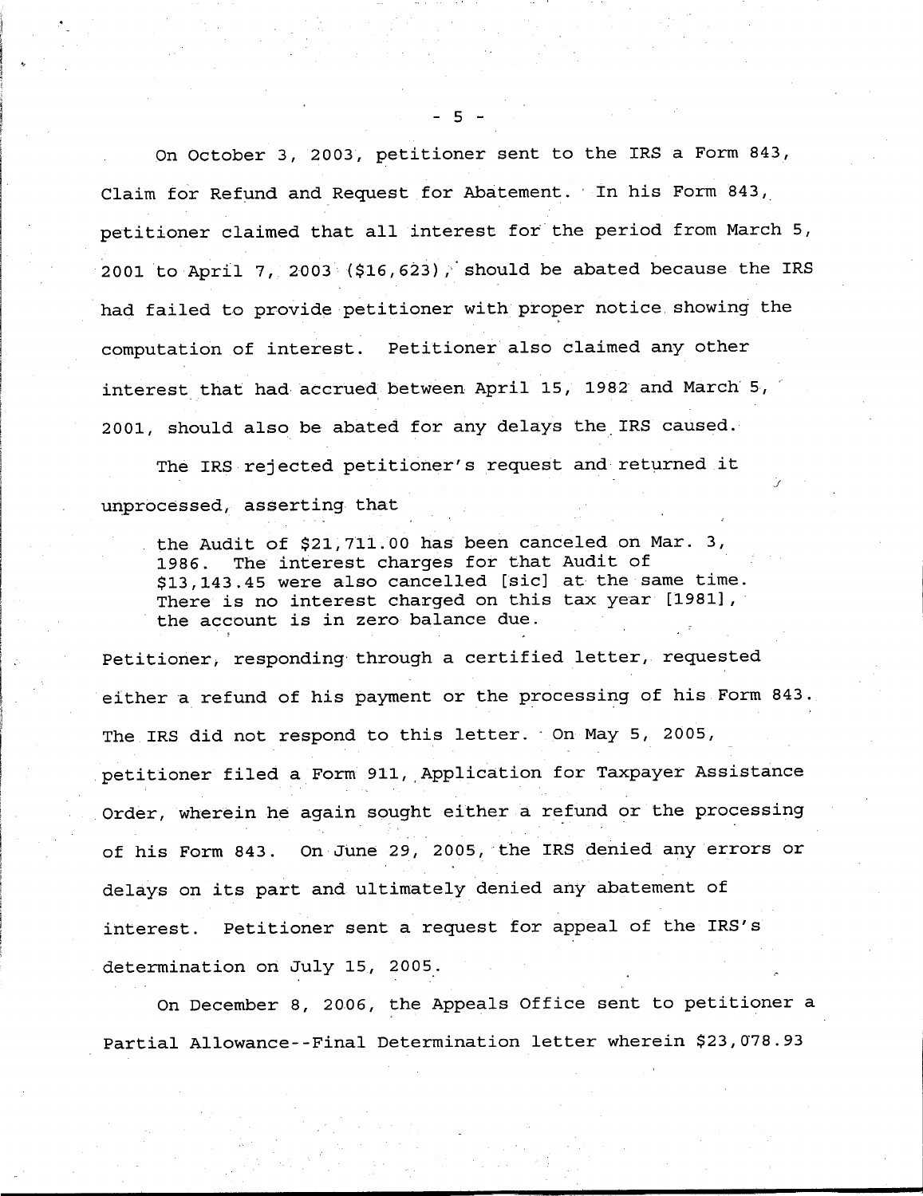On October 3, 2003, petitioner sent to the IRS a Form 843, Claim for Refund and Request for Abatement. In his Form 843, petitioner claimed that all interest for the period from March 5, 2001 to April 7, 2003 ($16,623), should be abated because the IRS had failed to provide petitioner with proper notice showing the computation of interest. Petitioner also claimed any other interest that had accrued between April 15, 1982 and March 5, 2001, should also be abated for any delays the IRS caused.

The IRS rejected petitioner's request and returned it unprocessed, asserting that

> the Audit of $21,711.00 has been canceled on Mar. 3, 1986. The interest charges for that Audit of $13,143.45 were also cancelled [sic] at the same time. There is no interest charged on this tax year [1981], the account is in zero balance due.

Petitioner, responding through a certified letter, requested either a refund of his payment or the processing of his Form 843. The IRS did not respond to this letter. On May 5, 2005, petitioner filed a Form 911, Application for Taxpayer Assistance Order, wherein he again sought either a refund or the processing of his Form 843. On June 29, 2005, the IRS denied any errors or delays on its part and ultimately denied any abatement of interest. Petitioner sent a request for appeal of the IRS's determination on July 15, 2005.

On December 8, 2006, the Appeals Office sent to petitioner a Partial Allowance--Final Determination letter wherein $23,078.93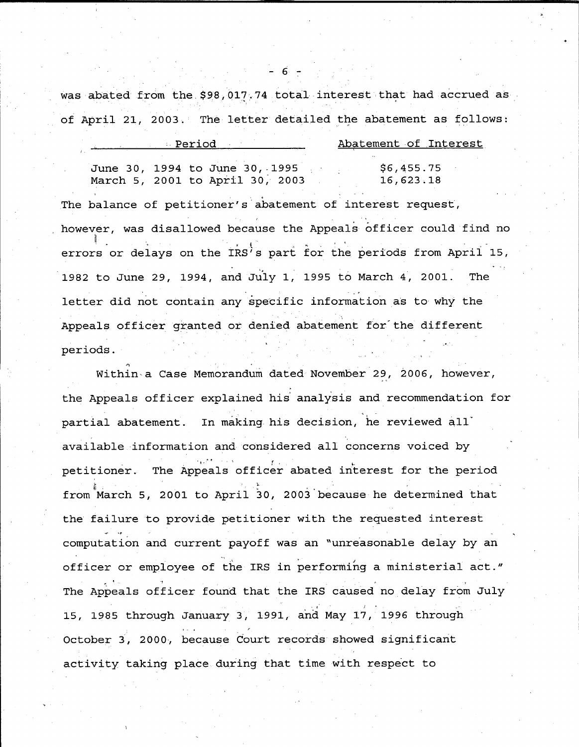was abated from the $98,017.74 total interest that had accrued as of April 21, 2003. The letter detailed the abatement as follows:

| Period | Abatement of Interest |
| --- | --- |
| June 30, 1994 to June 30, 1995 | $6,455.75 |
| March 5, 2001 to April 30, 2003 | 16,623.18 |

The balance of petitioner's abatement of interest request, however, was disallowed because the Appeals officer could find no errors or delays on the IRS's part for the periods from April 15, 1982 to June 29, 1994, and July 1, 1995 to March 4, 2001. The letter did not contain any specific information as to why the Appeals officer granted or denied abatement for the different periods.

Within a Case Memorandum dated November 29, 2006, however, the Appeals officer explained his analysis and recommendation for partial abatement. In making his decision, he reviewed all available information and considered all concerns voiced by petitioner. The Appeals officer abated interest for the period from March 5, 2001 to April 30, 2003 because he determined that the failure to provide petitioner with the requested interest computation and current payoff was an "unreasonable delay by an officer or employee of the IRS in performing a ministerial act." The Appeals officer found that the IRS caused no delay from July 15, 1985 through January 3, 1991, and May 17, 1996 through October 3, 2000, because Court records showed significant activity taking place during that time with respect to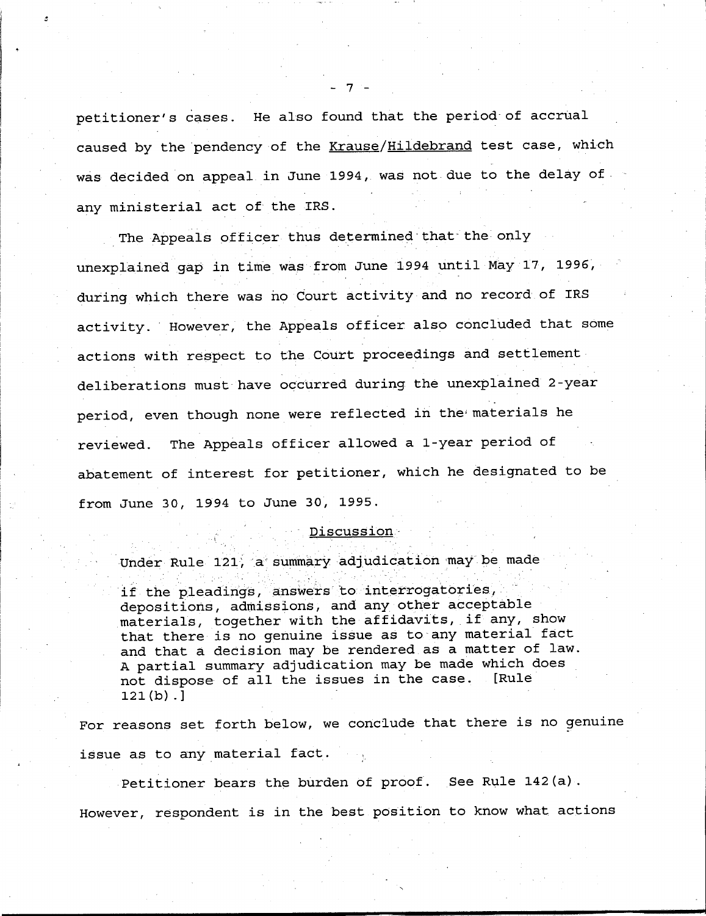petitioner's cases. He also found that the period of accrual caused by the pendency of the Krause/Hildebrand test case, which was decided on appeal in June 1994, was not due to the delay of any ministerial act of the IRS.

The Appeals officer thus determined that the only unexplained gap in time was from June 1994 until May 17, 1996, during which there was no Court activity and no record of IRS activity. However, the Appeals officer also concluded that some actions with respect to the Court proceedings and settlement deliberations must have occurred during the unexplained 2-year period, even though none were reflected in the materials he reviewed. The Appeals officer allowed a 1-year period of abatement of interest for petitioner, which he designated to be from June 30, 1994 to June 30, 1995.

## Discussion

Under Rule 121, a summary adjudication may be made

> if the pleadings, answers to interrogatories, depositions, admissions, and any other acceptable materials, together with the affidavits, if any, show that there is no genuine issue as to any material fact and that a decision may be rendered as a matter of law. A partial summary adjudication may be made which does not dispose of all the issues in the case. [Rule 121(b).]

For reasons set forth below, we conclude that there is no genuine issue as to any material fact.

Petitioner bears the burden of proof. See Rule 142(a). However, respondent is in the best position to know what actions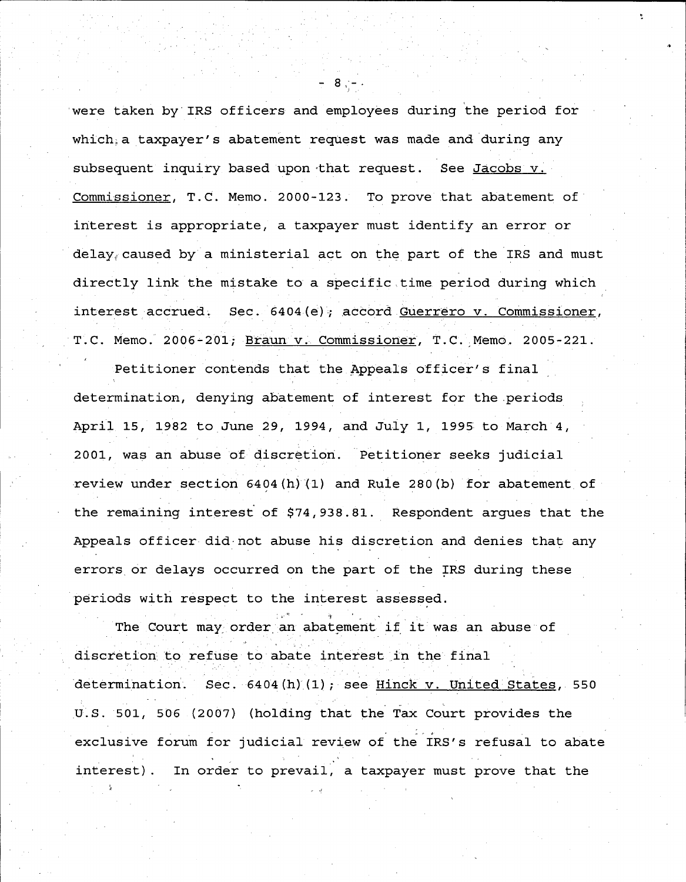were taken by IRS officers and employees during the period for which a taxpayer's abatement request was made and during any subsequent inquiry based upon that request. See Jacobs v. Commissioner, T.C. Memo. 2000-123. To prove that abatement of interest is appropriate, a taxpayer must identify an error or delay caused by a ministerial act on the part of the IRS and must directly link the mistake to a specific time period during which interest accrued. Sec. 6404(e); accord Guerrero v. Commissioner, T.C. Memo. 2006-201; Braun v. Commissioner, T.C. Memo. 2005-221.

Petitioner contends that the Appeals officer's final determination, denying abatement of interest for the periods April 15, 1982 to June 29, 1994, and July 1, 1995 to March 4, 2001, was an abuse of discretion. Petitioner seeks judicial review under section 6404(h)(1) and Rule 280(b) for abatement of the remaining interest of $74,938.81. Respondent argues that the Appeals officer did not abuse his discretion and denies that any errors or delays occurred on the part of the IRS during these periods with respect to the interest assessed.

The Court may order an abatement if it was an abuse of discretion to refuse to abate interest in the final determination. Sec. 6404(h)(1); see Hinck v. United States, 550 U.S. 501, 506 (2007) (holding that the Tax Court provides the exclusive forum for judicial review of the IRS's refusal to abate interest). In order to prevail, a taxpayer must prove that the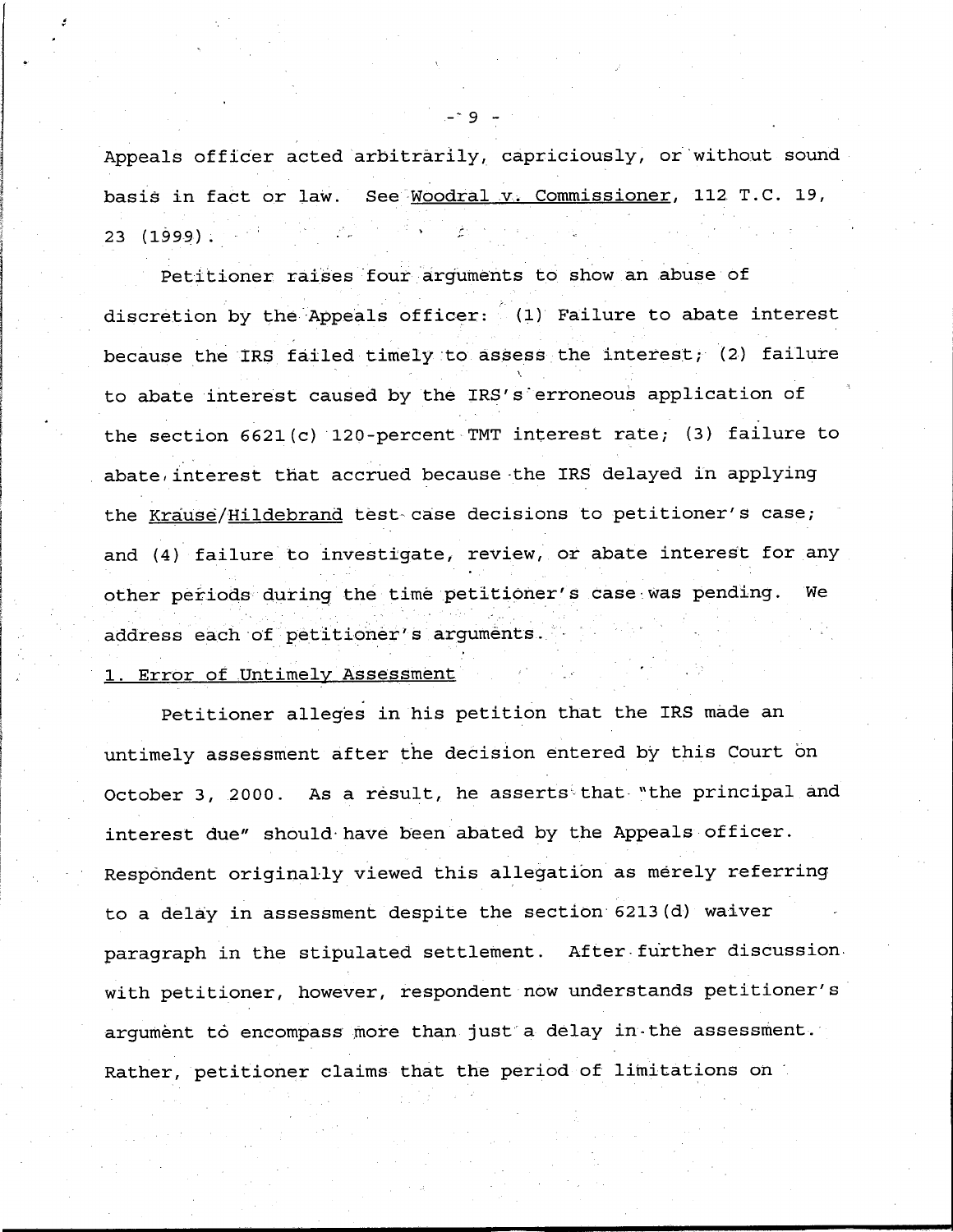Appeals officer acted arbitrarily, capriciously, or without sound basis in fact or law. See Woodral v. Commissioner, 112 T.C. 19, 23 (1999).

Petitioner raises four arguments to show an abuse of discretion by the Appeals officer: (1) Failure to abate interest because the IRS failed timely to assess the interest; (2) failure to abate interest caused by the IRS's erroneous application of the section 6621(c) 120-percent TMT interest rate; (3) failure to abate interest that accrued because the IRS delayed in applying the Krause/Hildebrand test case decisions to petitioner's case; and (4) failure to investigate, review, or abate interest for any other periods during the time petitioner's case was pending. We address each of petitioner's arguments.

1. Error of Untimely Assessment

Petitioner alleges in his petition that the IRS made an untimely assessment after the decision entered by this Court on October 3, 2000. As a result, he asserts that "the principal and interest due" should have been abated by the Appeals officer. Respondent originally viewed this allegation as merely referring to a delay in assessment despite the section 6213(d) waiver paragraph in the stipulated settlement. After further discussion with petitioner, however, respondent now understands petitioner's argument to encompass more than just a delay in the assessment. Rather, petitioner claims that the period of limitations on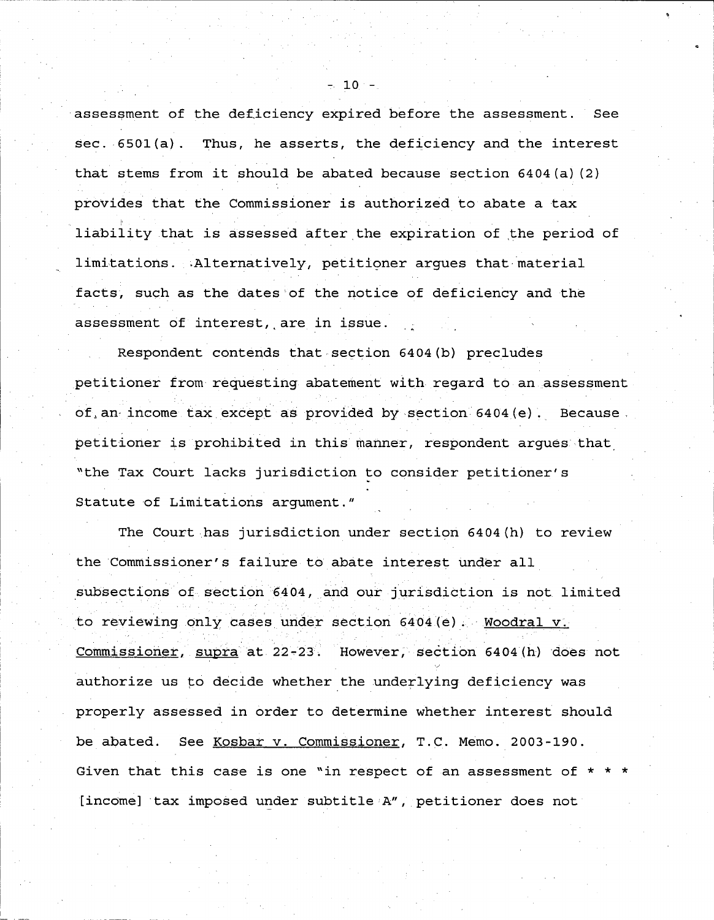assessment of the deficiency expired before the assessment. See sec. 6501(a). Thus, he asserts, the deficiency and the interest that stems from it should be abated because section 6404(a)(2) provides that the Commissioner is authorized to abate a tax liability that is assessed after the expiration of the period of limitations. Alternatively, petitioner argues that material facts, such as the dates of the notice of deficiency and the assessment of interest, are in issue.

Respondent contends that section 6404(b) precludes petitioner from requesting abatement with regard to an assessment of an income tax except as provided by section 6404(e). Because petitioner is prohibited in this manner, respondent argues that "the Tax Court lacks jurisdiction to consider petitioner's Statute of Limitations argument."

The Court has jurisdiction under section 6404(h) to review the Commissioner's failure to abate interest under all subsections of section 6404, and our jurisdiction is not limited to reviewing only cases under section 6404(e). Woodral v. Commissioner, supra at 22-23. However, section 6404(h) does not authorize us to decide whether the underlying deficiency was properly assessed in order to determine whether interest should be abated. See Kosbar v. Commissioner, T.C. Memo. 2003-190. Given that this case is one "in respect of an assessment of * * * [income] tax imposed under subtitle A", petitioner does not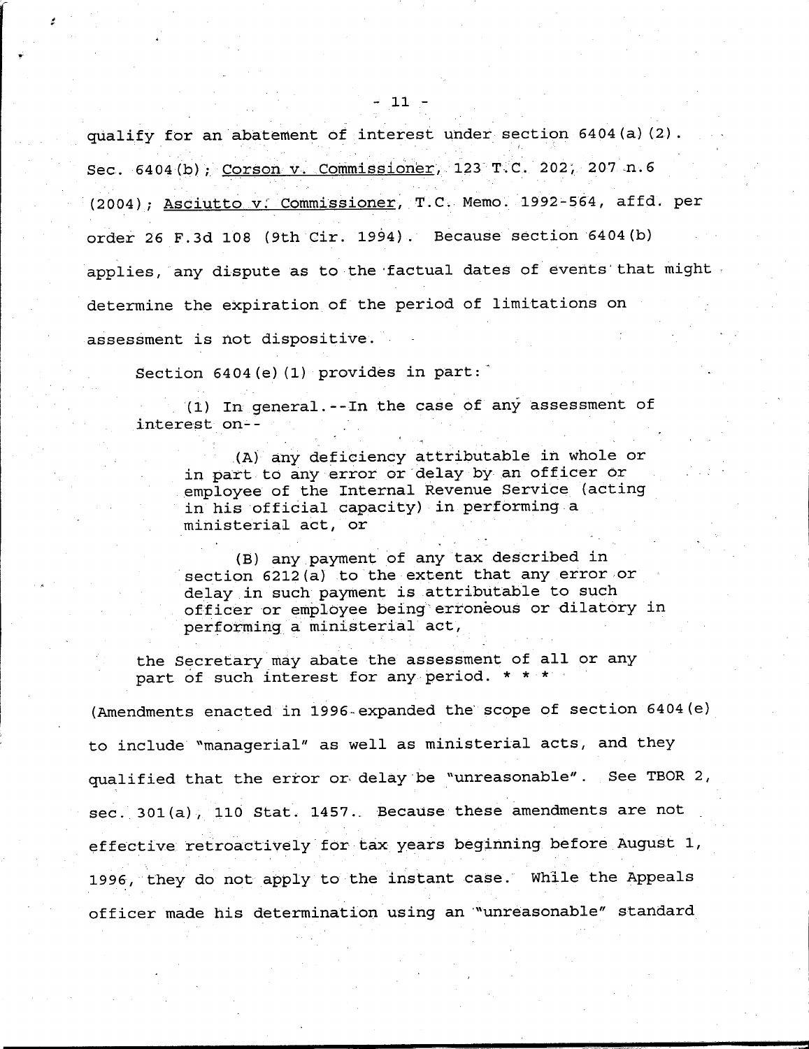qualify for an abatement of interest under section 6404(a)(2). Sec. 6404(b); Corson v. Commissioner, 123 T.C. 202, 207 n.6 (2004); Asciutto v. Commissioner, T.C. Memo. 1992-564, affd. per order 26 F.3d 108 (9th Cir. 1994). Because section 6404(b) applies, any dispute as to the factual dates of events that might determine the expiration of the period of limitations on assessment is not dispositive.

Section 6404(e)(1) provides in part:

> (1) In general.--In the case of any assessment of interest on--
>
> > (A) any deficiency attributable in whole or in part to any error or delay by an officer or employee of the Internal Revenue Service (acting in his official capacity) in performing a ministerial act, or
> >
> > (B) any payment of any tax described in section 6212(a) to the extent that any error or delay in such payment is attributable to such officer or employee being erroneous or dilatory in performing a ministerial act,
>
> the Secretary may abate the assessment of all or any part of such interest for any period. * * *

(Amendments enacted in 1996 expanded the scope of section 6404(e) to include "managerial" as well as ministerial acts, and they qualified that the error or delay be "unreasonable". See TBOR 2, sec. 301(a), 110 Stat. 1457. Because these amendments are not effective retroactively for tax years beginning before August 1, 1996, they do not apply to the instant case. While the Appeals officer made his determination using an "unreasonable" standard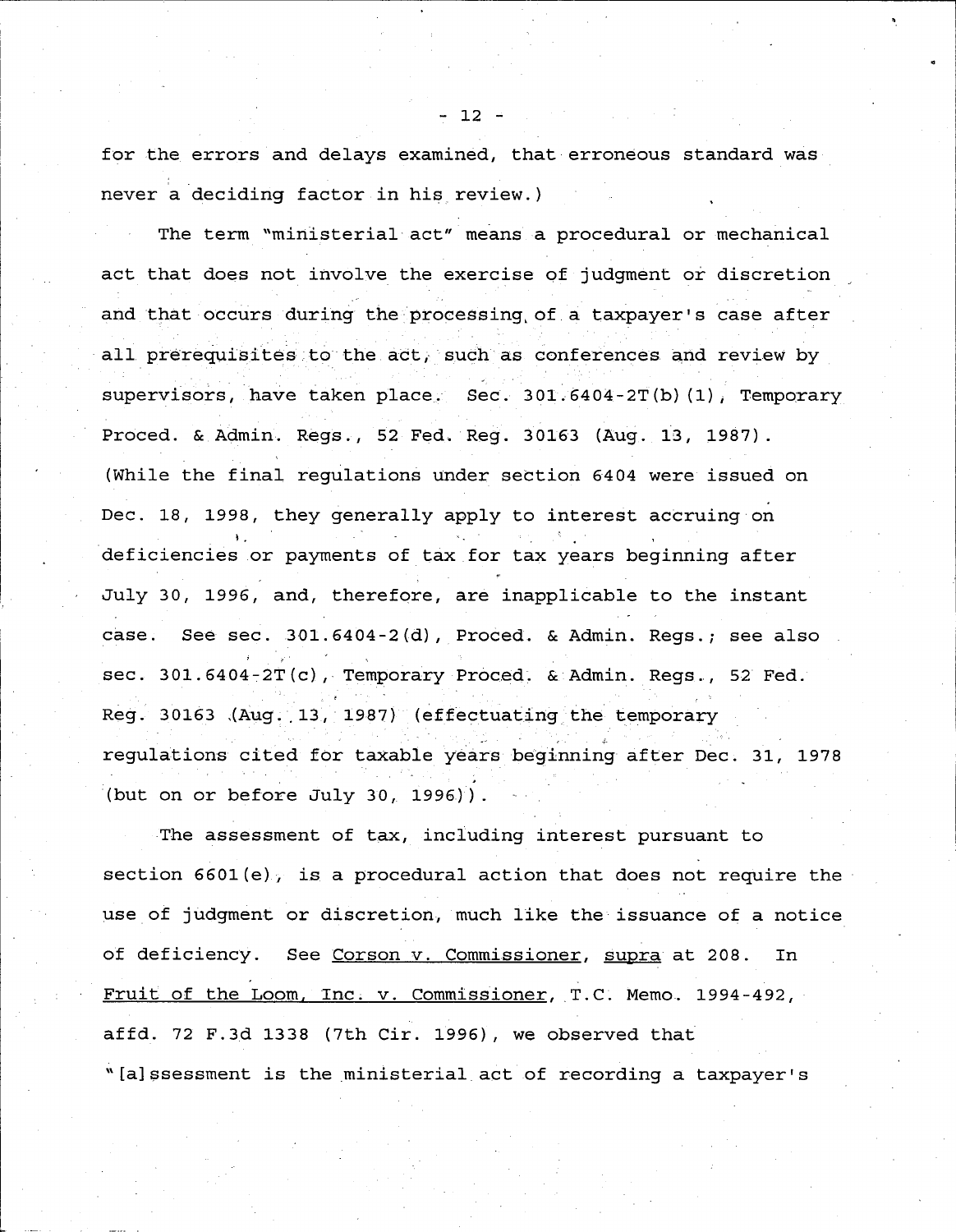for the errors and delays examined, that erroneous standard was never a deciding factor in his review.)

The term "ministerial act" means a procedural or mechanical act that does not involve the exercise of judgment or discretion and that occurs during the processing of a taxpayer's case after all prerequisites to the act, such as conferences and review by supervisors, have taken place. Sec. 301.6404-2T(b)(1), Temporary Proced. & Admin. Regs., 52 Fed. Reg. 30163 (Aug. 13, 1987). (While the final regulations under section 6404 were issued on Dec. 18, 1998, they generally apply to interest accruing on deficiencies or payments of tax for tax years beginning after July 30, 1996, and, therefore, are inapplicable to the instant case. See sec. 301.6404-2(d), Proced. & Admin. Regs.; see also sec. 301.6404-2T(c), Temporary Proced. & Admin. Regs., 52 Fed. Reg. 30163 (Aug. 13, 1987) (effectuating the temporary regulations cited for taxable years beginning after Dec. 31, 1978 (but on or before July 30, 1996)).

The assessment of tax, including interest pursuant to section 6601(e), is a procedural action that does not require the use of judgment or discretion, much like the issuance of a notice of deficiency. See Corson v. Commissioner, supra at 208. In Fruit of the Loom, Inc. v. Commissioner, T.C. Memo. 1994-492, affd. 72 F.3d 1338 (7th Cir. 1996), we observed that "[a]ssessment is the ministerial act of recording a taxpayer's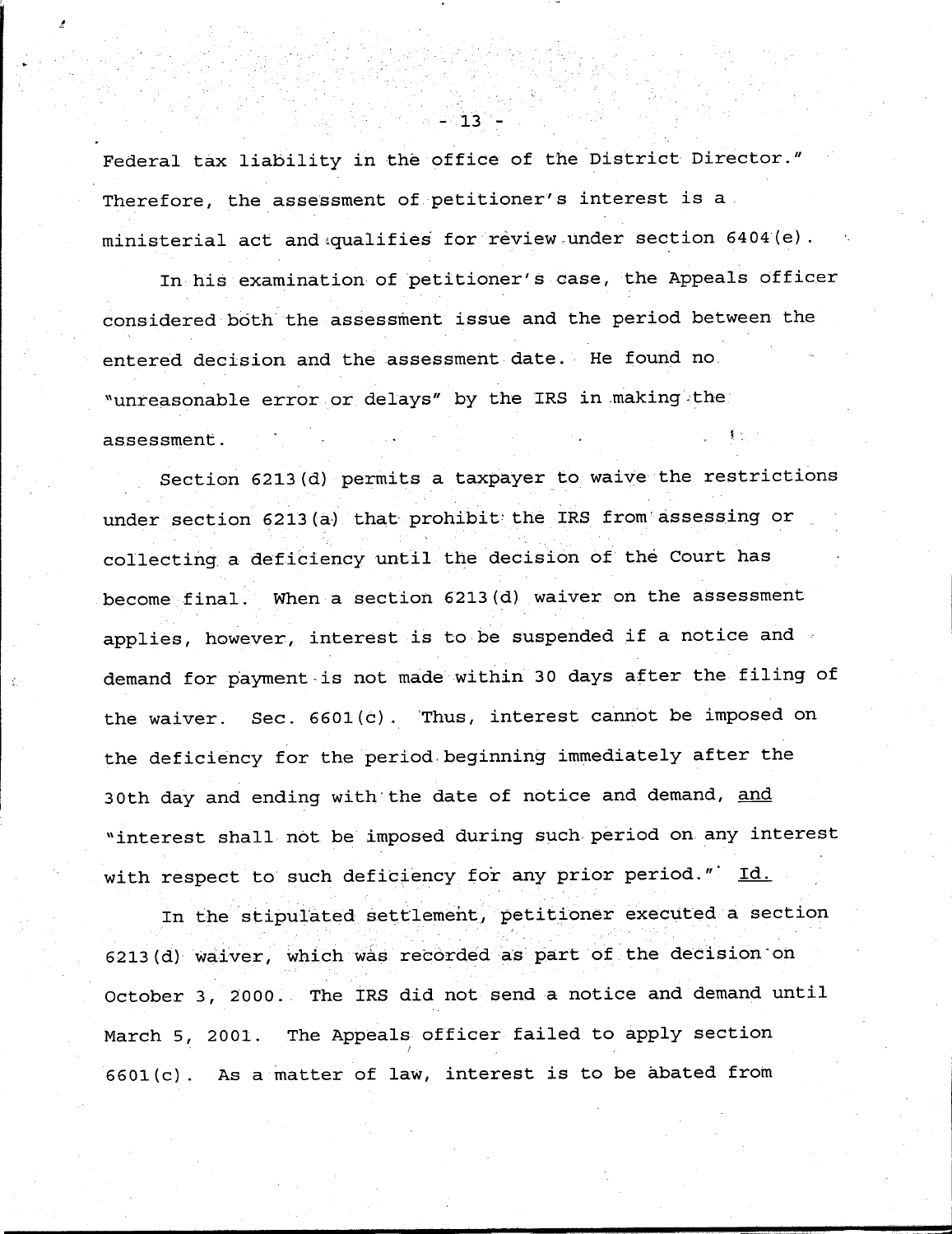Federal tax liability in the office of the District Director." Therefore, the assessment of petitioner's interest is a ministerial act and qualifies for review under section 6404(e).

In his examination of petitioner's case, the Appeals officer considered both the assessment issue and the period between the entered decision and the assessment date. He found no "unreasonable error or delays" by the IRS in making the assessment.

Section 6213(d) permits a taxpayer to waive the restrictions under section 6213(a) that prohibit the IRS from assessing or collecting a deficiency until the decision of the Court has become final. When a section 6213(d) waiver on the assessment applies, however, interest is to be suspended if a notice and demand for payment is not made within 30 days after the filing of the waiver. Sec. 6601(c). Thus, interest cannot be imposed on the deficiency for the period beginning immediately after the 30th day and ending with the date of notice and demand, and "interest shall not be imposed during such period on any interest with respect to such deficiency for any prior period." Id.

In the stipulated settlement, petitioner executed a section 6213(d) waiver, which was recorded as part of the decision on October 3, 2000. The IRS did not send a notice and demand until March 5, 2001. The Appeals officer failed to apply section 6601(c). As a matter of law, interest is to be abated from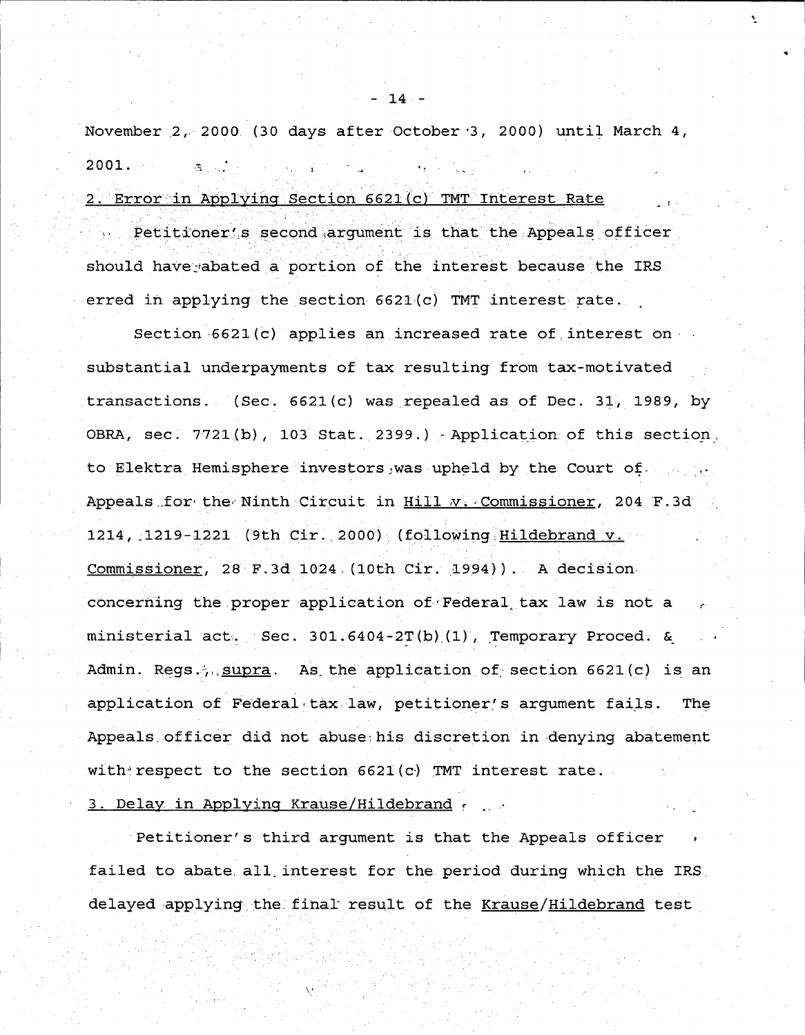November 2, 2000 (30 days after October 3, 2000) until March 4, 2001.

2. Error in Applying Section 6621(c) TMT Interest Rate

Petitioner's second argument is that the Appeals officer should have abated a portion of the interest because the IRS erred in applying the section 6621(c) TMT interest rate.

Section 6621(c) applies an increased rate of interest on substantial underpayments of tax resulting from tax-motivated transactions. (Sec. 6621(c) was repealed as of Dec. 31, 1989, by OBRA, sec. 7721(b), 103 Stat. 2399.) Application of this section to Elektra Hemisphere investors was upheld by the Court of Appeals for the Ninth Circuit in Hill v. Commissioner, 204 F.3d 1214, 1219-1221 (9th Cir. 2000) (following Hildebrand v. Commissioner, 28 F.3d 1024 (10th Cir. 1994)). A decision concerning the proper application of Federal tax law is not a ministerial act. Sec. 301.6404-2T(b)(1), Temporary Proced. & Admin. Regs., supra. As the application of section 6621(c) is an application of Federal tax law, petitioner's argument fails. The Appeals officer did not abuse his discretion in denying abatement with respect to the section 6621(c) TMT interest rate.

3. Delay in Applying Krause/Hildebrand

Petitioner's third argument is that the Appeals officer failed to abate all interest for the period during which the IRS delayed applying the final result of the Krause/Hildebrand test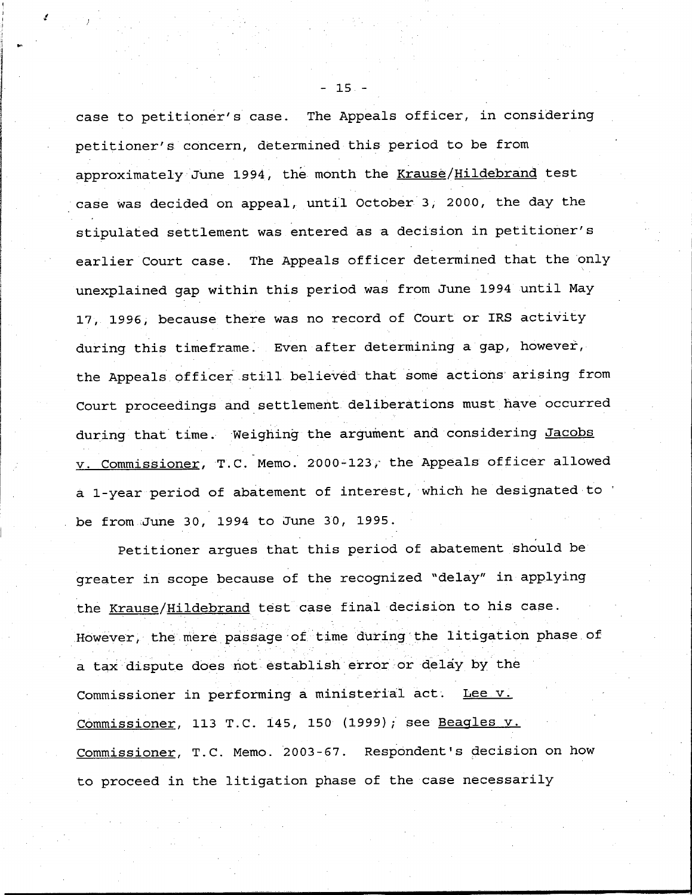case to petitioner's case. The Appeals officer, in considering petitioner's concern, determined this period to be from approximately June 1994, the month the Krause/Hildebrand test case was decided on appeal, until October 3, 2000, the day the stipulated settlement was entered as a decision in petitioner's earlier Court case. The Appeals officer determined that the only unexplained gap within this period was from June 1994 until May 17, 1996, because there was no record of Court or IRS activity during this timeframe. Even after determining a gap, however, the Appeals officer still believed that some actions arising from Court proceedings and settlement deliberations must have occurred during that time. Weighing the argument and considering Jacobs v. Commissioner, T.C. Memo. 2000-123, the Appeals officer allowed a 1-year period of abatement of interest, which he designated to be from June 30, 1994 to June 30, 1995.

Petitioner argues that this period of abatement should be greater in scope because of the recognized "delay" in applying the Krause/Hildebrand test case final decision to his case. However, the mere passage of time during the litigation phase of a tax dispute does not establish error or delay by the Commissioner in performing a ministerial act. Lee v. Commissioner, 113 T.C. 145, 150 (1999); see Beagles v. Commissioner, T.C. Memo. 2003-67. Respondent's decision on how to proceed in the litigation phase of the case necessarily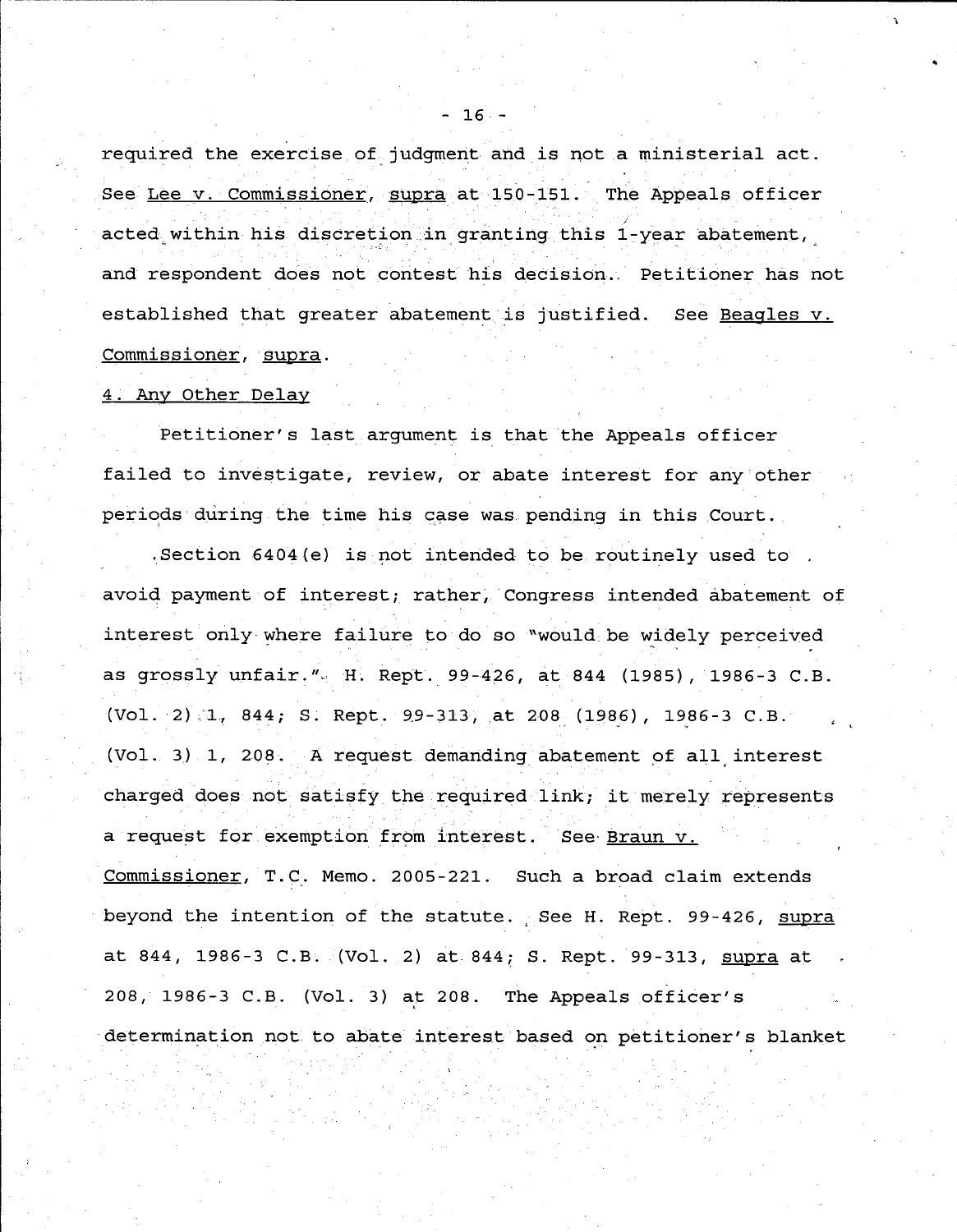required the exercise of judgment and is not a ministerial act. See Lee v. Commissioner, supra at 150-151. The Appeals officer acted within his discretion in granting this 1-year abatement, and respondent does not contest his decision. Petitioner has not established that greater abatement is justified. See Beagles v. Commissioner, supra.

4. Any Other Delay

Petitioner's last argument is that the Appeals officer failed to investigate, review, or abate interest for any other periods during the time his case was pending in this Court.

Section 6404(e) is not intended to be routinely used to avoid payment of interest; rather, Congress intended abatement of interest only where failure to do so "would be widely perceived as grossly unfair." H. Rept. 99-426, at 844 (1985), 1986-3 C.B. (Vol. 2) 1, 844; S. Rept. 99-313, at 208 (1986), 1986-3 C.B. (Vol. 3) 1, 208. A request demanding abatement of all interest charged does not satisfy the required link; it merely represents a request for exemption from interest. See Braun v. Commissioner, T.C. Memo. 2005-221. Such a broad claim extends beyond the intention of the statute. See H. Rept. 99-426, supra at 844, 1986-3 C.B. (Vol. 2) at 844; S. Rept. 99-313, supra at 208, 1986-3 C.B. (Vol. 3) at 208. The Appeals officer's determination not to abate interest based on petitioner's blanket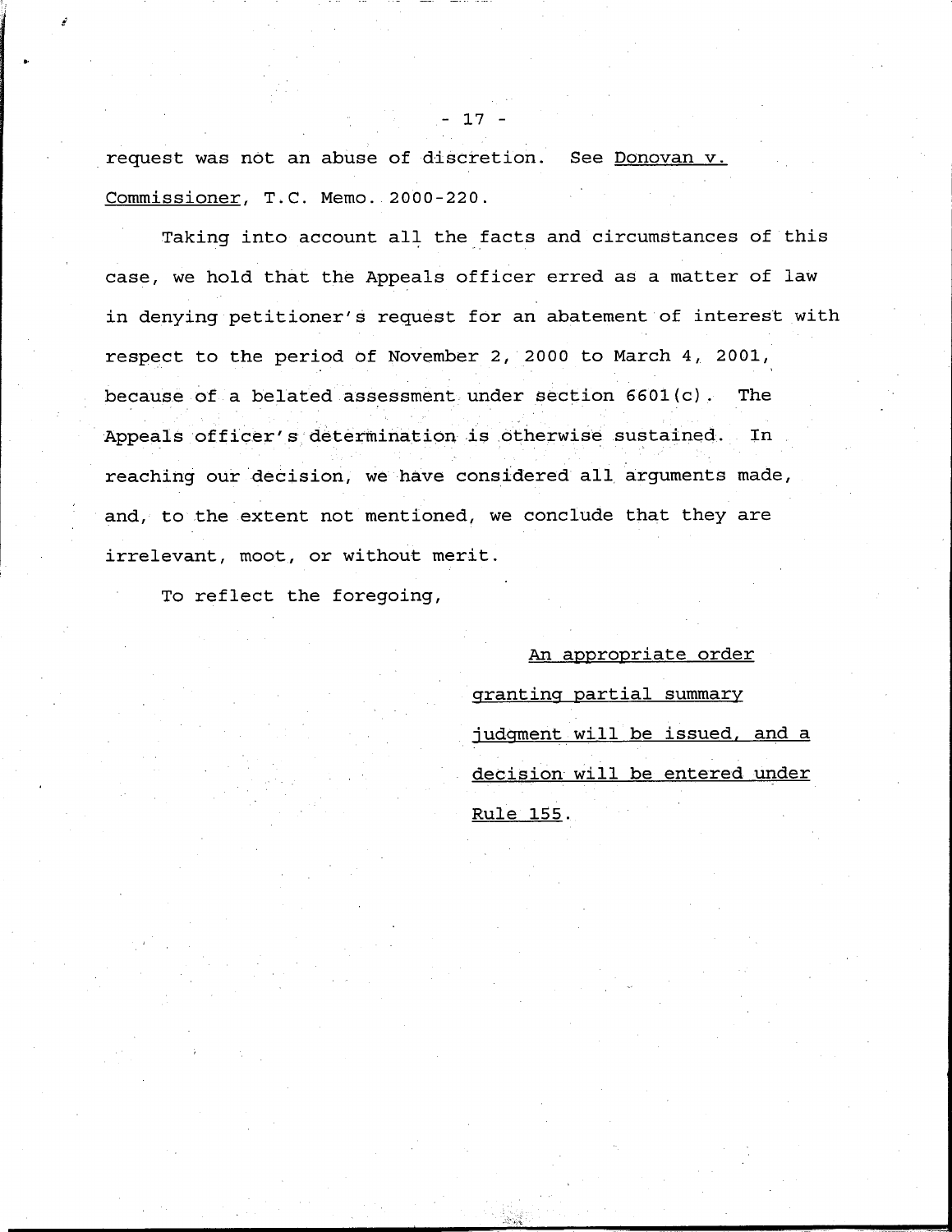request was not an abuse of discretion. See Donovan v. Commissioner, T.C. Memo. 2000-220.

Taking into account all the facts and circumstances of this case, we hold that the Appeals officer erred as a matter of law in denying petitioner's request for an abatement of interest with respect to the period of November 2, 2000 to March 4, 2001, because of a belated assessment under section 6601(c). The Appeals officer's determination is otherwise sustained. In reaching our decision, we have considered all arguments made, and, to the extent not mentioned, we conclude that they are irrelevant, moot, or without merit.

To reflect the foregoing,

An appropriate order granting partial summary judgment will be issued, and a decision will be entered under Rule 155.